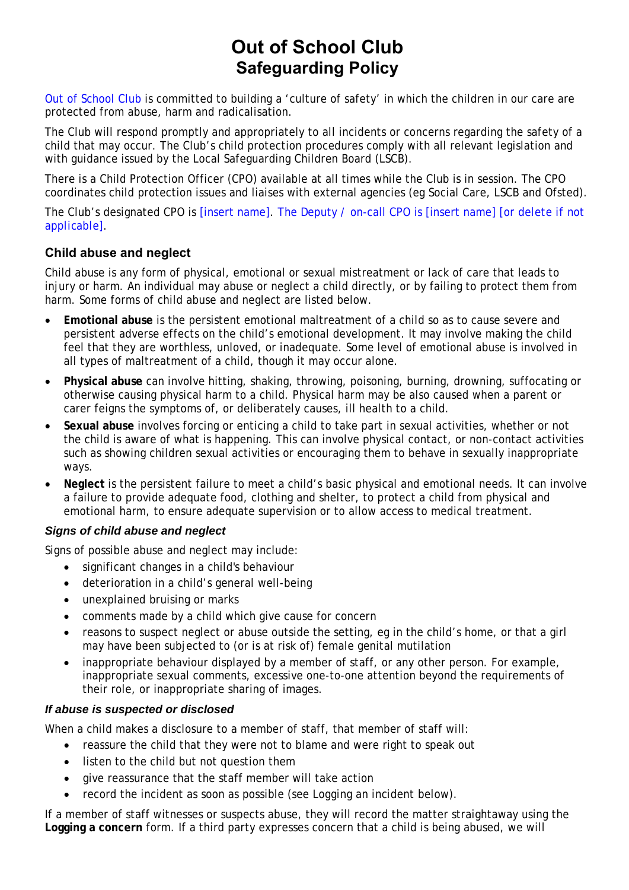# Out of School Club
## Safeguarding Policy

Out of School Club is committed to building a 'culture of safety' in which the children in our care are protected from abuse, harm and radicalisation.

The Club will respond promptly and appropriately to all incidents or concerns regarding the safety of a child that may occur. The Club's child protection procedures comply with all relevant legislation and with guidance issued by the Local Safeguarding Children Board (LSCB).

There is a Child Protection Officer (CPO) available at all times while the Club is in session. The CPO coordinates child protection issues and liaises with external agencies (eg Social Care, LSCB and Ofsted).

The Club's designated CPO is [insert name]. The Deputy / on-call CPO is [insert name] [or delete if not applicable].

### Child abuse and neglect

Child abuse is any form of physical, emotional or sexual mistreatment or lack of care that leads to injury or harm. An individual may abuse or neglect a child directly, or by failing to protect them from harm. Some forms of child abuse and neglect are listed below.

- **Emotional abuse** is the persistent emotional maltreatment of a child so as to cause severe and persistent adverse effects on the child's emotional development. It may involve making the child feel that they are worthless, unloved, or inadequate. Some level of emotional abuse is involved in all types of maltreatment of a child, though it may occur alone.
- **Physical abuse** can involve hitting, shaking, throwing, poisoning, burning, drowning, suffocating or otherwise causing physical harm to a child. Physical harm may be also caused when a parent or carer feigns the symptoms of, or deliberately causes, ill health to a child.
- **Sexual abuse** involves forcing or enticing a child to take part in sexual activities, whether or not the child is aware of what is happening. This can involve physical contact, or non-contact activities such as showing children sexual activities or encouraging them to behave in sexually inappropriate ways.
- **Neglect** is the persistent failure to meet a child's basic physical and emotional needs. It can involve a failure to provide adequate food, clothing and shelter, to protect a child from physical and emotional harm, to ensure adequate supervision or to allow access to medical treatment.

#### *Signs of child abuse and neglect*

Signs of possible abuse and neglect may include:

- significant changes in a child's behaviour
- deterioration in a child's general well-being
- unexplained bruising or marks
- comments made by a child which give cause for concern
- reasons to suspect neglect or abuse outside the setting, eg in the child's home, or that a girl may have been subjected to (or is at risk of) female genital mutilation
- inappropriate behaviour displayed by a member of staff, or any other person. For example, inappropriate sexual comments, excessive one-to-one attention beyond the requirements of their role, or inappropriate sharing of images.

#### *If abuse is suspected or disclosed*

When a child makes a disclosure to a member of staff, that member of staff will:

- reassure the child that they were not to blame and were right to speak out
- listen to the child but not question them
- give reassurance that the staff member will take action
- record the incident as soon as possible (see Logging an incident below).

If a member of staff witnesses or suspects abuse, they will record the matter straightaway using the **Logging a concern** form. If a third party expresses concern that a child is being abused, we will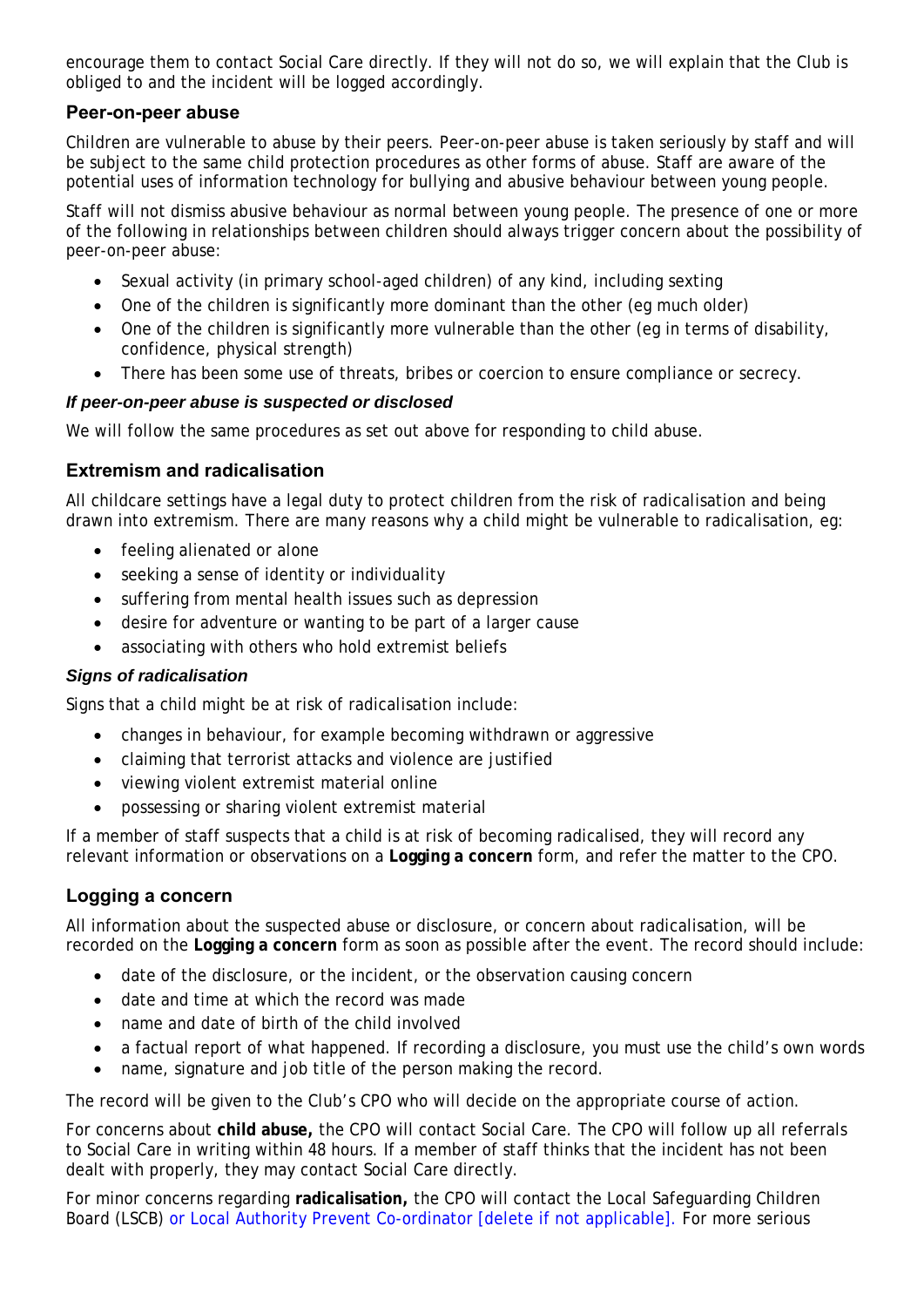encourage them to contact Social Care directly. If they will not do so, we will explain that the Club is obliged to and the incident will be logged accordingly.

## Peer-on-peer abuse

Children are vulnerable to abuse by their peers. Peer-on-peer abuse is taken seriously by staff and will be subject to the same child protection procedures as other forms of abuse. Staff are aware of the potential uses of information technology for bullying and abusive behaviour between young people.

Staff will not dismiss abusive behaviour as normal between young people. The presence of one or more of the following in relationships between children should always trigger concern about the possibility of peer-on-peer abuse:

- Sexual activity (in primary school-aged children) of any kind, including sexting
- One of the children is significantly more dominant than the other (eg much older)
- One of the children is significantly more vulnerable than the other (eg in terms of disability, confidence, physical strength)
- There has been some use of threats, bribes or coercion to ensure compliance or secrecy.

### *If peer-on-peer abuse is suspected or disclosed*

We will follow the same procedures as set out above for responding to child abuse.

## Extremism and radicalisation

All childcare settings have a legal duty to protect children from the risk of radicalisation and being drawn into extremism. There are many reasons why a child might be vulnerable to radicalisation, eg:

- feeling alienated or alone
- seeking a sense of identity or individuality
- suffering from mental health issues such as depression
- desire for adventure or wanting to be part of a larger cause
- associating with others who hold extremist beliefs

### *Signs of radicalisation*

Signs that a child might be at risk of radicalisation include:

- changes in behaviour, for example becoming withdrawn or aggressive
- claiming that terrorist attacks and violence are justified
- viewing violent extremist material online
- possessing or sharing violent extremist material

If a member of staff suspects that a child is at risk of becoming radicalised, they will record any relevant information or observations on a **Logging a concern** form, and refer the matter to the CPO.

## Logging a concern

All information about the suspected abuse or disclosure, or concern about radicalisation, will be recorded on the **Logging a concern** form as soon as possible after the event. The record should include:

- date of the disclosure, or the incident, or the observation causing concern
- date and time at which the record was made
- name and date of birth of the child involved
- a factual report of what happened. If recording a disclosure, you must use the child's own words
- name, signature and job title of the person making the record.

The record will be given to the Club's CPO who will decide on the appropriate course of action.

For concerns about **child abuse,** the CPO will contact Social Care. The CPO will follow up all referrals to Social Care in writing within 48 hours. If a member of staff thinks that the incident has not been dealt with properly, they may contact Social Care directly.

For minor concerns regarding **radicalisation,** the CPO will contact the Local Safeguarding Children Board (LSCB) or Local Authority Prevent Co-ordinator [delete if not applicable]. For more serious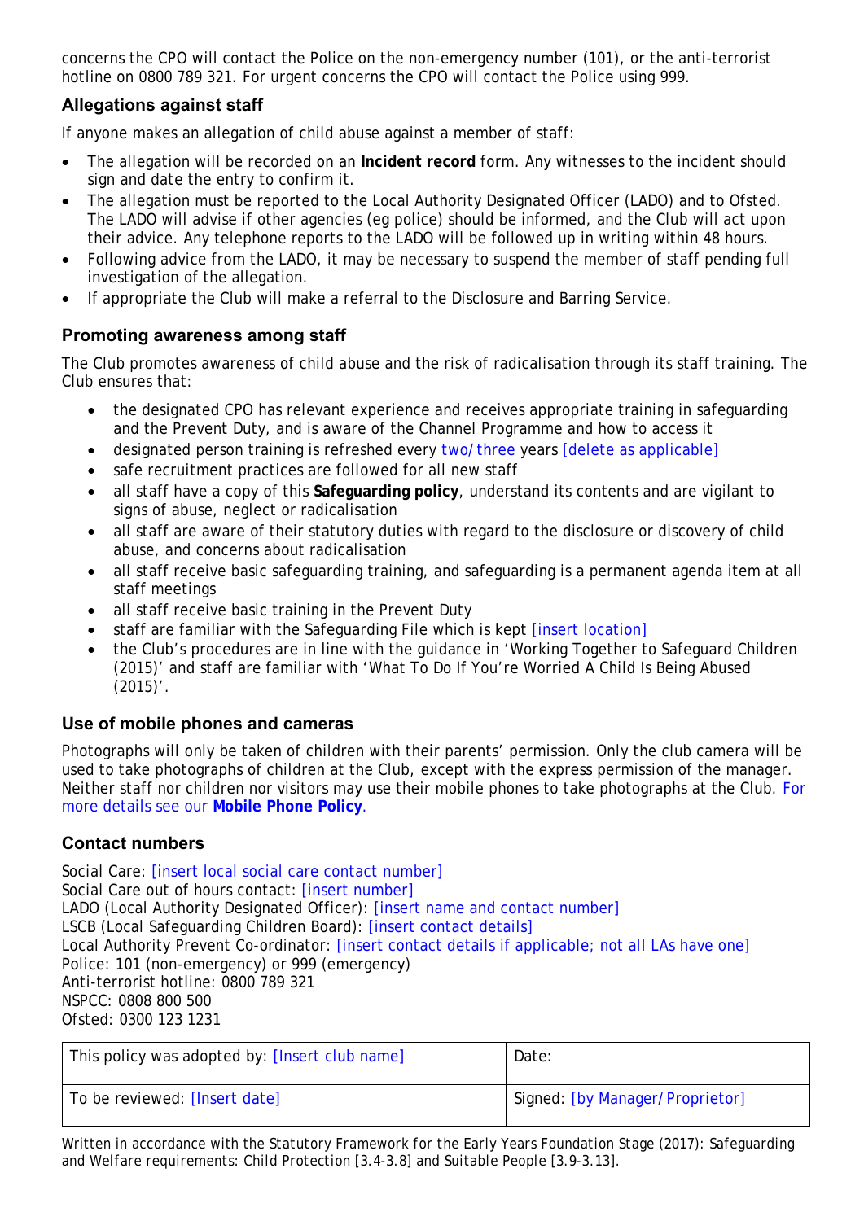concerns the CPO will contact the Police on the non-emergency number (101), or the anti-terrorist hotline on 0800 789 321. For urgent concerns the CPO will contact the Police using 999.

### Allegations against staff

If anyone makes an allegation of child abuse against a member of staff:

- The allegation will be recorded on an **Incident record** form. Any witnesses to the incident should sign and date the entry to confirm it.
- The allegation must be reported to the Local Authority Designated Officer (LADO) and to Ofsted. The LADO will advise if other agencies (eg police) should be informed, and the Club will act upon their advice. Any telephone reports to the LADO will be followed up in writing within 48 hours.
- Following advice from the LADO, it may be necessary to suspend the member of staff pending full investigation of the allegation.
- If appropriate the Club will make a referral to the Disclosure and Barring Service.

### Promoting awareness among staff

The Club promotes awareness of child abuse and the risk of radicalisation through its staff training. The Club ensures that:

- the designated CPO has relevant experience and receives appropriate training in safeguarding and the Prevent Duty, and is aware of the Channel Programme and how to access it
- designated person training is refreshed every two/three years [delete as applicable]
- safe recruitment practices are followed for all new staff
- all staff have a copy of this **Safeguarding policy**, understand its contents and are vigilant to signs of abuse, neglect or radicalisation
- all staff are aware of their statutory duties with regard to the disclosure or discovery of child abuse, and concerns about radicalisation
- all staff receive basic safeguarding training, and safeguarding is a permanent agenda item at all staff meetings
- all staff receive basic training in the Prevent Duty
- staff are familiar with the Safeguarding File which is kept [insert location]
- the Club's procedures are in line with the guidance in 'Working Together to Safeguard Children (2015)' and staff are familiar with 'What To Do If You're Worried A Child Is Being Abused (2015)'.

### Use of mobile phones and cameras

Photographs will only be taken of children with their parents' permission. Only the club camera will be used to take photographs of children at the Club, except with the express permission of the manager. Neither staff nor children nor visitors may use their mobile phones to take photographs at the Club. For more details see our **Mobile Phone Policy**.

### Contact numbers

Social Care: [insert local social care contact number]
Social Care out of hours contact: [insert number]
LADO (Local Authority Designated Officer): [insert name and contact number]
LSCB (Local Safeguarding Children Board): [insert contact details]
Local Authority Prevent Co-ordinator: [insert contact details if applicable; not all LAs have one]
Police: 101 (non-emergency) or 999 (emergency)
Anti-terrorist hotline: 0800 789 321
NSPCC: 0808 800 500
Ofsted: 0300 123 1231

| | |
|---|---|
| This policy was adopted by: [Insert club name] | Date: |
| To be reviewed: [Insert date] | Signed: [by Manager/Proprietor] |

*Written in accordance with the Statutory Framework for the Early Years Foundation Stage (2017): Safeguarding and Welfare requirements: Child Protection [3.4-3.8] and Suitable People [3.9-3.13].*